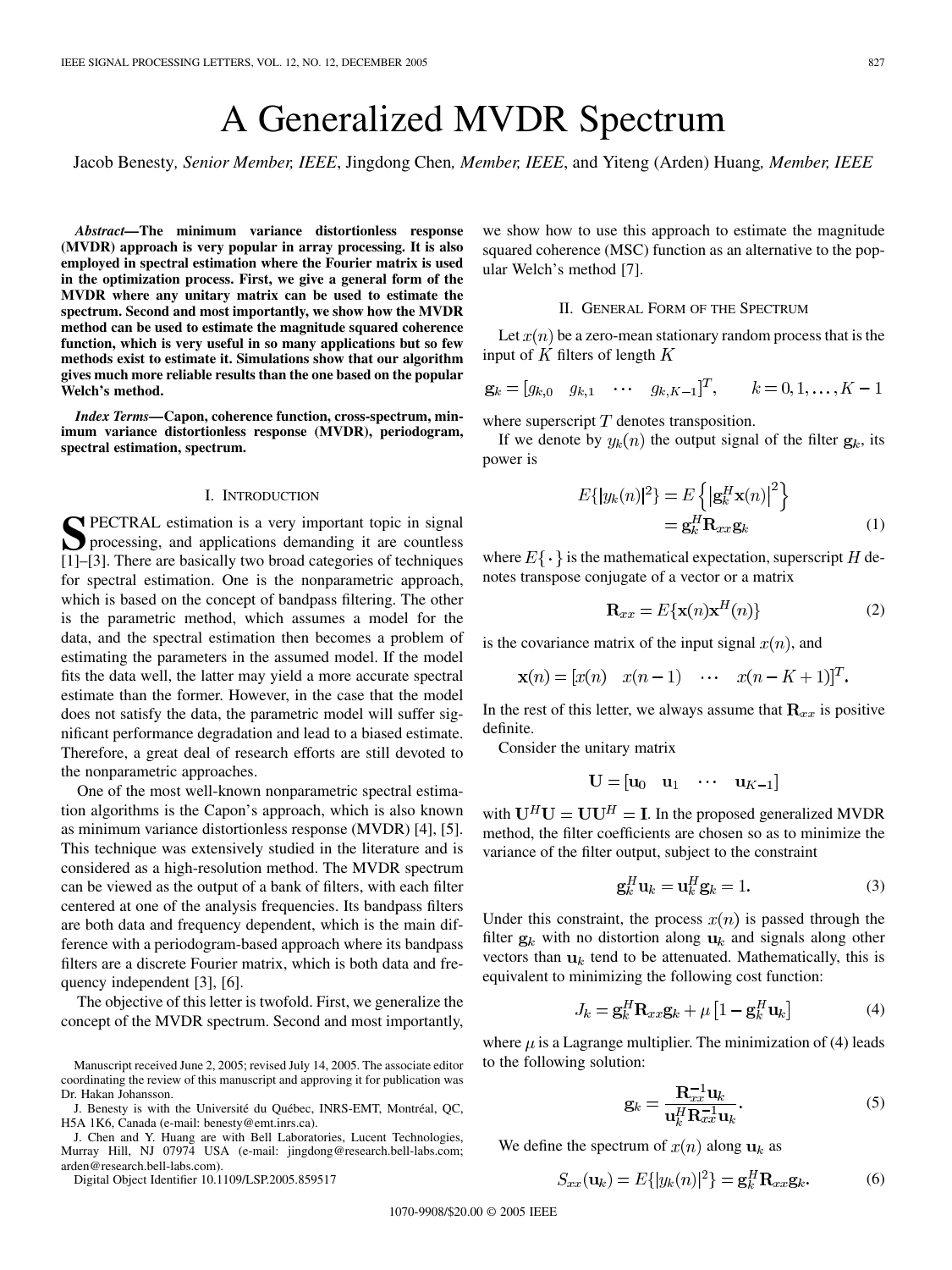# A Generalized MVDR Spectrum

Jacob Benesty, *Senior Member, IEEE*, Jingdong Chen, *Member, IEEE*, and Yiteng (Arden) Huang, *Member, IEEE*

***Abstract*—The minimum variance distortionless response (MVDR) approach is very popular in array processing. It is also employed in spectral estimation where the Fourier matrix is used in the optimization process. First, we give a general form of the MVDR where any unitary matrix can be used to estimate the spectrum. Second and most importantly, we show how the MVDR method can be used to estimate the magnitude squared coherence function, which is very useful in so many applications but so few methods exist to estimate it. Simulations show that our algorithm gives much more reliable results than the one based on the popular Welch's method.**

***Index Terms*—Capon, coherence function, cross-spectrum, minimum variance distortionless response (MVDR), periodogram, spectral estimation, spectrum.**

## I. Introduction

Spectral estimation is a very important topic in signal processing, and applications demanding it are countless [1]–[3]. There are basically two broad categories of techniques for spectral estimation. One is the nonparametric approach, which is based on the concept of bandpass filtering. The other is the parametric method, which assumes a model for the data, and the spectral estimation then becomes a problem of estimating the parameters in the assumed model. If the model fits the data well, the latter may yield a more accurate spectral estimate than the former. However, in the case that the model does not satisfy the data, the parametric model will suffer significant performance degradation and lead to a biased estimate. Therefore, a great deal of research efforts are still devoted to the nonparametric approaches.

One of the most well-known nonparametric spectral estimation algorithms is the Capon's approach, which is also known as minimum variance distortionless response (MVDR) [4], [5]. This technique was extensively studied in the literature and is considered as a high-resolution method. The MVDR spectrum can be viewed as the output of a bank of filters, with each filter centered at one of the analysis frequencies. Its bandpass filters are both data and frequency dependent, which is the main difference with a periodogram-based approach where its bandpass filters are a discrete Fourier matrix, which is both data and frequency independent [3], [6].

The objective of this letter is twofold. First, we generalize the concept of the MVDR spectrum. Second and most importantly, we show how to use this approach to estimate the magnitude squared coherence (MSC) function as an alternative to the popular Welch's method [7].

Manuscript received June 2, 2005; revised July 14, 2005. The associate editor coordinating the review of this manuscript and approving it for publication was Dr. Hakan Johansson.

J. Benesty is with the Université du Québec, INRS-EMT, Montréal, QC, H5A 1K6, Canada (e-mail: benesty@emt.inrs.ca).

J. Chen and Y. Huang are with Bell Laboratories, Lucent Technologies, Murray Hill, NJ 07974 USA (e-mail: jingdong@research.bell-labs.com; arden@research.bell-labs.com).

Digital Object Identifier 10.1109/LSP.2005.859517

## II. General Form of the Spectrum

Let $x(n)$ be a zero-mean stationary random process that is the input of $K$ filters of length $K$

$$\mathbf{g}_k = [g_{k,0} \quad g_{k,1} \quad \cdots \quad g_{k,K-1}]^T, \qquad k = 0, 1, \ldots, K-1$$

where superscript $T$ denotes transposition.

If we denote by $y_k(n)$ the output signal of the filter $\mathbf{g}_k$, its power is

$$\begin{aligned} E\{|y_k(n)|^2\} &= E\left\{\left|\mathbf{g}_k^H \mathbf{x}(n)\right|^2\right\} \\ &= \mathbf{g}_k^H \mathbf{R}_{xx} \mathbf{g}_k \end{aligned} \tag{1}$$

where $E\{\cdot\}$ is the mathematical expectation, superscript $H$ denotes transpose conjugate of a vector or a matrix

$$\mathbf{R}_{xx} = E\{\mathbf{x}(n)\mathbf{x}^H(n)\} \tag{2}$$

is the covariance matrix of the input signal $x(n)$, and

$$\mathbf{x}(n) = [x(n) \quad x(n-1) \quad \cdots \quad x(n-K+1)]^T.$$

In the rest of this letter, we always assume that $\mathbf{R}_{xx}$ is positive definite.

Consider the unitary matrix

$$\mathbf{U} = [\mathbf{u}_0 \quad \mathbf{u}_1 \quad \cdots \quad \mathbf{u}_{K-1}]$$

with $\mathbf{U}^H\mathbf{U} = \mathbf{U}\mathbf{U}^H = \mathbf{I}$. In the proposed generalized MVDR method, the filter coefficients are chosen so as to minimize the variance of the filter output, subject to the constraint

$$\mathbf{g}_k^H \mathbf{u}_k = \mathbf{u}_k^H \mathbf{g}_k = 1. \tag{3}$$

Under this constraint, the process $x(n)$ is passed through the filter $\mathbf{g}_k$ with no distortion along $\mathbf{u}_k$ and signals along other vectors than $\mathbf{u}_k$ tend to be attenuated. Mathematically, this is equivalent to minimizing the following cost function:

$$J_k = \mathbf{g}_k^H \mathbf{R}_{xx} \mathbf{g}_k + \mu\left[1 - \mathbf{g}_k^H \mathbf{u}_k\right] \tag{4}$$

where $\mu$ is a Lagrange multiplier. The minimization of (4) leads to the following solution:

$$\mathbf{g}_k = \frac{\mathbf{R}_{xx}^{-1}\mathbf{u}_k}{\mathbf{u}_k^H \mathbf{R}_{xx}^{-1} \mathbf{u}_k}. \tag{5}$$

We define the spectrum of $x(n)$ along $\mathbf{u}_k$ as

$$S_{xx}(\mathbf{u}_k) = E\{|y_k(n)|^2\} = \mathbf{g}_k^H \mathbf{R}_{xx} \mathbf{g}_k. \tag{6}$$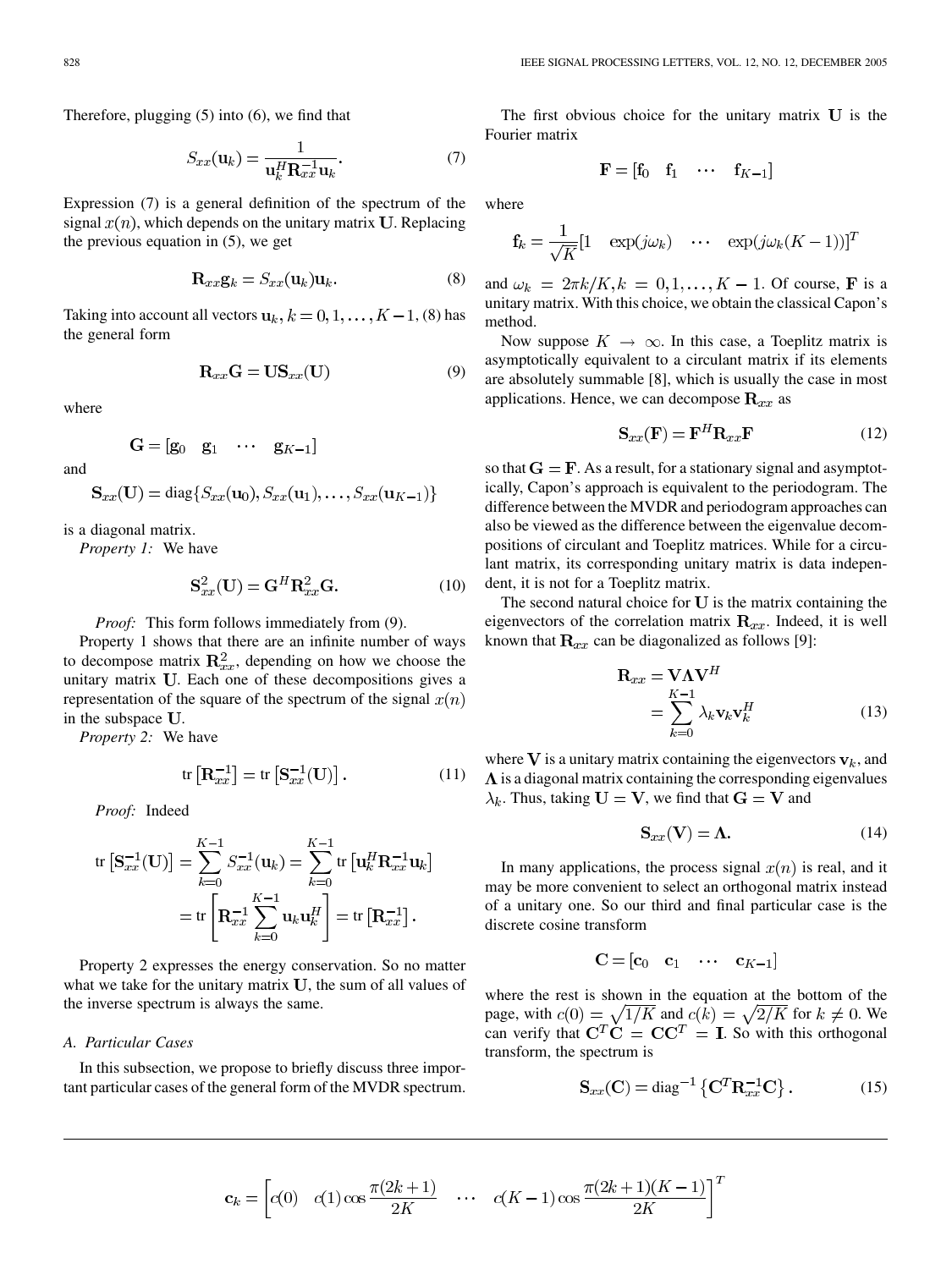Therefore, plugging (5) into (6), we find that

$$S_{xx}(\mathbf{u}_k) = \frac{1}{\mathbf{u}_k^H \mathbf{R}_{xx}^{-1} \mathbf{u}_k}. \tag{7}$$

Expression (7) is a general definition of the spectrum of the signal $x(n)$, which depends on the unitary matrix $\mathbf{U}$. Replacing the previous equation in (5), we get

$$\mathbf{R}_{xx}\mathbf{g}_k = S_{xx}(\mathbf{u}_k)\mathbf{u}_k. \tag{8}$$

Taking into account all vectors $\mathbf{u}_k, k = 0, 1, \ldots, K-1$, (8) has the general form

$$\mathbf{R}_{xx}\mathbf{G} = \mathbf{U}\mathbf{S}_{xx}(\mathbf{U}) \tag{9}$$

where

$$\mathbf{G} = [\mathbf{g}_0 \quad \mathbf{g}_1 \quad \cdots \quad \mathbf{g}_{K-1}]$$

and

$$\mathbf{S}_{xx}(\mathbf{U}) = \mathrm{diag}\{S_{xx}(\mathbf{u}_0), S_{xx}(\mathbf{u}_1), \ldots, S_{xx}(\mathbf{u}_{K-1})\}$$

is a diagonal matrix.

*Property 1:* We have

$$\mathbf{S}_{xx}^2(\mathbf{U}) = \mathbf{G}^H \mathbf{R}_{xx}^2 \mathbf{G}. \tag{10}$$

*Proof:* This form follows immediately from (9).

Property 1 shows that there are an infinite number of ways to decompose matrix $\mathbf{R}_{xx}^2$, depending on how we choose the unitary matrix $\mathbf{U}$. Each one of these decompositions gives a representation of the square of the spectrum of the signal $x(n)$ in the subspace $\mathbf{U}$.

*Property 2:* We have

$$\mathrm{tr}\left[\mathbf{R}_{xx}^{-1}\right] = \mathrm{tr}\left[\mathbf{S}_{xx}^{-1}(\mathbf{U})\right]. \tag{11}$$

*Proof:* Indeed

$$\begin{aligned}\mathrm{tr}\left[\mathbf{S}_{xx}^{-1}(\mathbf{U})\right] &= \sum_{k=0}^{K-1} S_{xx}^{-1}(\mathbf{u}_k) = \sum_{k=0}^{K-1} \mathrm{tr}\left[\mathbf{u}_k^H \mathbf{R}_{xx}^{-1}\mathbf{u}_k\right] \\ &= \mathrm{tr}\left[\mathbf{R}_{xx}^{-1} \sum_{k=0}^{K-1} \mathbf{u}_k \mathbf{u}_k^H\right] = \mathrm{tr}\left[\mathbf{R}_{xx}^{-1}\right].\end{aligned}$$

Property 2 expresses the energy conservation. So no matter what we take for the unitary matrix $\mathbf{U}$, the sum of all values of the inverse spectrum is always the same.

### A. Particular Cases

In this subsection, we propose to briefly discuss three important particular cases of the general form of the MVDR spectrum.

The first obvious choice for the unitary matrix $\mathbf{U}$ is the Fourier matrix

$$\mathbf{F} = [\mathbf{f}_0 \quad \mathbf{f}_1 \quad \cdots \quad \mathbf{f}_{K-1}]$$

where

$$\mathbf{f}_k = \frac{1}{\sqrt{K}}[1 \quad \exp(j\omega_k) \quad \cdots \quad \exp(j\omega_k(K-1))]^T$$

and $\omega_k = 2\pi k/K, k = 0, 1, \ldots, K-1$. Of course, $\mathbf{F}$ is a unitary matrix. With this choice, we obtain the classical Capon's method.

Now suppose $K \to \infty$. In this case, a Toeplitz matrix is asymptotically equivalent to a circulant matrix if its elements are absolutely summable [8], which is usually the case in most applications. Hence, we can decompose $\mathbf{R}_{xx}$ as

$$\mathbf{S}_{xx}(\mathbf{F}) = \mathbf{F}^H \mathbf{R}_{xx} \mathbf{F} \tag{12}$$

so that $\mathbf{G} = \mathbf{F}$. As a result, for a stationary signal and asymptotically, Capon's approach is equivalent to the periodogram. The difference between the MVDR and periodogram approaches can also be viewed as the difference between the eigenvalue decompositions of circulant and Toeplitz matrices. While for a circulant matrix, its corresponding unitary matrix is data independent, it is not for a Toeplitz matrix.

The second natural choice for $\mathbf{U}$ is the matrix containing the eigenvectors of the correlation matrix $\mathbf{R}_{xx}$. Indeed, it is well known that $\mathbf{R}_{xx}$ can be diagonalized as follows [9]:

$$\begin{aligned}\mathbf{R}_{xx} &= \mathbf{V}\mathbf{\Lambda}\mathbf{V}^H \\ &= \sum_{k=0}^{K-1} \lambda_k \mathbf{v}_k \mathbf{v}_k^H\end{aligned} \tag{13}$$

where $\mathbf{V}$ is a unitary matrix containing the eigenvectors $\mathbf{v}_k$, and $\mathbf{\Lambda}$ is a diagonal matrix containing the corresponding eigenvalues $\lambda_k$. Thus, taking $\mathbf{U} = \mathbf{V}$, we find that $\mathbf{G} = \mathbf{V}$ and

$$\mathbf{S}_{xx}(\mathbf{V}) = \mathbf{\Lambda}. \tag{14}$$

In many applications, the process signal $x(n)$ is real, and it may be more convenient to select an orthogonal matrix instead of a unitary one. So our third and final particular case is the discrete cosine transform

$$\mathbf{C} = [\mathbf{c}_0 \quad \mathbf{c}_1 \quad \cdots \quad \mathbf{c}_{K-1}]$$

where the rest is shown in the equation at the bottom of the page, with $c(0) = \sqrt{1/K}$ and $c(k) = \sqrt{2/K}$ for $k \neq 0$. We can verify that $\mathbf{C}^T\mathbf{C} = \mathbf{C}\mathbf{C}^T = \mathbf{I}$. So with this orthogonal transform, the spectrum is

$$\mathbf{S}_{xx}(\mathbf{C}) = \mathrm{diag}^{-1}\left\{\mathbf{C}^T \mathbf{R}_{xx}^{-1} \mathbf{C}\right\}. \tag{15}$$

---

$$\mathbf{c}_k = \left[c(0) \quad c(1)\cos\frac{\pi(2k+1)}{2K} \quad \cdots \quad c(K-1)\cos\frac{\pi(2k+1)(K-1)}{2K}\right]^T$$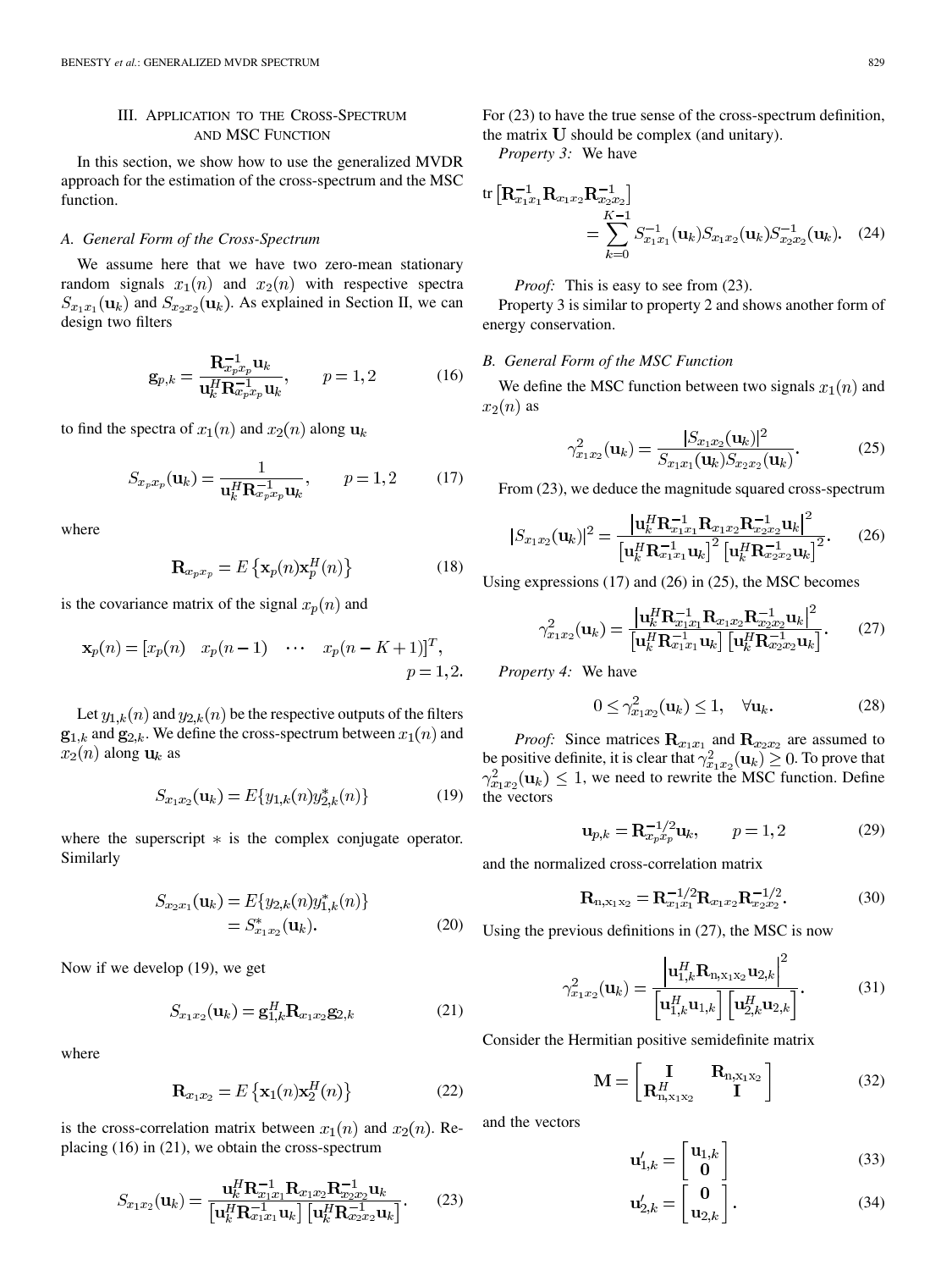## III. Application to the Cross-Spectrum and MSC Function

In this section, we show how to use the generalized MVDR approach for the estimation of the cross-spectrum and the MSC function.

### A. General Form of the Cross-Spectrum

We assume here that we have two zero-mean stationary random signals $x_1(n)$ and $x_2(n)$ with respective spectra $S_{x_1x_1}(\mathbf{u}_k)$ and $S_{x_2x_2}(\mathbf{u}_k)$. As explained in Section II, we can design two filters

$$\mathbf{g}_{p,k} = \frac{\mathbf{R}_{x_px_p}^{-1}\mathbf{u}_k}{\mathbf{u}_k^H\mathbf{R}_{x_px_p}^{-1}\mathbf{u}_k}, \qquad p = 1, 2 \tag{16}$$

to find the spectra of $x_1(n)$ and $x_2(n)$ along $\mathbf{u}_k$

$$S_{x_px_p}(\mathbf{u}_k) = \frac{1}{\mathbf{u}_k^H\mathbf{R}_{x_px_p}^{-1}\mathbf{u}_k}, \qquad p = 1, 2 \tag{17}$$

where

$$\mathbf{R}_{x_px_p} = E\left\{\mathbf{x}_p(n)\mathbf{x}_p^H(n)\right\} \tag{18}$$

is the covariance matrix of the signal $x_p(n)$ and

$$\mathbf{x}_p(n) = [x_p(n) \quad x_p(n-1) \quad \cdots \quad x_p(n-K+1)]^T, \qquad p = 1, 2.$$

Let $y_{1,k}(n)$ and $y_{2,k}(n)$ be the respective outputs of the filters $\mathbf{g}_{1,k}$ and $\mathbf{g}_{2,k}$. We define the cross-spectrum between $x_1(n)$ and $x_2(n)$ along $\mathbf{u}_k$ as

$$S_{x_1x_2}(\mathbf{u}_k) = E\{y_{1,k}(n)y_{2,k}^*(n)\} \tag{19}$$

where the superscript $*$ is the complex conjugate operator. Similarly

$$\begin{aligned} S_{x_2x_1}(\mathbf{u}_k) &= E\{y_{2,k}(n)y_{1,k}^*(n)\} \\ &= S_{x_1x_2}^*(\mathbf{u}_k). \end{aligned} \tag{20}$$

Now if we develop (19), we get

$$S_{x_1x_2}(\mathbf{u}_k) = \mathbf{g}_{1,k}^H\mathbf{R}_{x_1x_2}\mathbf{g}_{2,k} \tag{21}$$

where

$$\mathbf{R}_{x_1x_2} = E\left\{\mathbf{x}_1(n)\mathbf{x}_2^H(n)\right\} \tag{22}$$

is the cross-correlation matrix between $x_1(n)$ and $x_2(n)$. Replacing (16) in (21), we obtain the cross-spectrum

$$S_{x_1x_2}(\mathbf{u}_k) = \frac{\mathbf{u}_k^H\mathbf{R}_{x_1x_1}^{-1}\mathbf{R}_{x_1x_2}\mathbf{R}_{x_2x_2}^{-1}\mathbf{u}_k}{\left[\mathbf{u}_k^H\mathbf{R}_{x_1x_1}^{-1}\mathbf{u}_k\right]\left[\mathbf{u}_k^H\mathbf{R}_{x_2x_2}^{-1}\mathbf{u}_k\right]}. \tag{23}$$

For (23) to have the true sense of the cross-spectrum definition, the matrix $\mathbf{U}$ should be complex (and unitary).

*Property 3:* We have

$$\text{tr}\left[\mathbf{R}_{x_1x_1}^{-1}\mathbf{R}_{x_1x_2}\mathbf{R}_{x_2x_2}^{-1}\right] = \sum_{k=0}^{K-1} S_{x_1x_1}^{-1}(\mathbf{u}_k)S_{x_1x_2}(\mathbf{u}_k)S_{x_2x_2}^{-1}(\mathbf{u}_k). \tag{24}$$

*Proof:* This is easy to see from (23).

Property 3 is similar to property 2 and shows another form of energy conservation.

### B. General Form of the MSC Function

We define the MSC function between two signals $x_1(n)$ and $x_2(n)$ as

$$\gamma_{x_1x_2}^2(\mathbf{u}_k) = \frac{|S_{x_1x_2}(\mathbf{u}_k)|^2}{S_{x_1x_1}(\mathbf{u}_k)S_{x_2x_2}(\mathbf{u}_k)}. \tag{25}$$

From (23), we deduce the magnitude squared cross-spectrum

$$|S_{x_1x_2}(\mathbf{u}_k)|^2 = \frac{\left|\mathbf{u}_k^H\mathbf{R}_{x_1x_1}^{-1}\mathbf{R}_{x_1x_2}\mathbf{R}_{x_2x_2}^{-1}\mathbf{u}_k\right|^2}{\left[\mathbf{u}_k^H\mathbf{R}_{x_1x_1}^{-1}\mathbf{u}_k\right]^2\left[\mathbf{u}_k^H\mathbf{R}_{x_2x_2}^{-1}\mathbf{u}_k\right]^2}. \tag{26}$$

Using expressions (17) and (26) in (25), the MSC becomes

$$\gamma_{x_1x_2}^2(\mathbf{u}_k) = \frac{\left|\mathbf{u}_k^H\mathbf{R}_{x_1x_1}^{-1}\mathbf{R}_{x_1x_2}\mathbf{R}_{x_2x_2}^{-1}\mathbf{u}_k\right|^2}{\left[\mathbf{u}_k^H\mathbf{R}_{x_1x_1}^{-1}\mathbf{u}_k\right]\left[\mathbf{u}_k^H\mathbf{R}_{x_2x_2}^{-1}\mathbf{u}_k\right]}. \tag{27}$$

*Property 4:* We have

$$0 \leq \gamma_{x_1x_2}^2(\mathbf{u}_k) \leq 1, \quad \forall\mathbf{u}_k. \tag{28}$$

*Proof:* Since matrices $\mathbf{R}_{x_1x_1}$ and $\mathbf{R}_{x_2x_2}$ are assumed to be positive definite, it is clear that $\gamma_{x_1x_2}^2(\mathbf{u}_k) \geq 0$. To prove that $\gamma_{x_1x_2}^2(\mathbf{u}_k) \leq 1$, we need to rewrite the MSC function. Define the vectors

$$\mathbf{u}_{p,k} = \mathbf{R}_{x_px_p}^{-1/2}\mathbf{u}_k, \qquad p = 1, 2 \tag{29}$$

and the normalized cross-correlation matrix

$$\mathbf{R}_{\mathrm{n,x_1x_2}} = \mathbf{R}_{x_1x_1}^{-1/2}\mathbf{R}_{x_1x_2}\mathbf{R}_{x_2x_2}^{-1/2}. \tag{30}$$

Using the previous definitions in (27), the MSC is now

$$\gamma_{x_1x_2}^2(\mathbf{u}_k) = \frac{\left|\mathbf{u}_{1,k}^H\mathbf{R}_{\mathrm{n,x_1x_2}}\mathbf{u}_{2,k}\right|^2}{\left[\mathbf{u}_{1,k}^H\mathbf{u}_{1,k}\right]\left[\mathbf{u}_{2,k}^H\mathbf{u}_{2,k}\right]}. \tag{31}$$

Consider the Hermitian positive semidefinite matrix

$$\mathbf{M} = \begin{bmatrix} \mathbf{I} & \mathbf{R}_{\mathrm{n,x_1x_2}} \\ \mathbf{R}_{\mathrm{n,x_1x_2}}^H & \mathbf{I} \end{bmatrix} \tag{32}$$

and the vectors

$$\mathbf{u}'_{1,k} = \begin{bmatrix} \mathbf{u}_{1,k} \\ \mathbf{0} \end{bmatrix} \tag{33}$$

$$\mathbf{u}'_{2,k} = \begin{bmatrix} \mathbf{0} \\ \mathbf{u}_{2,k} \end{bmatrix}. \tag{34}$$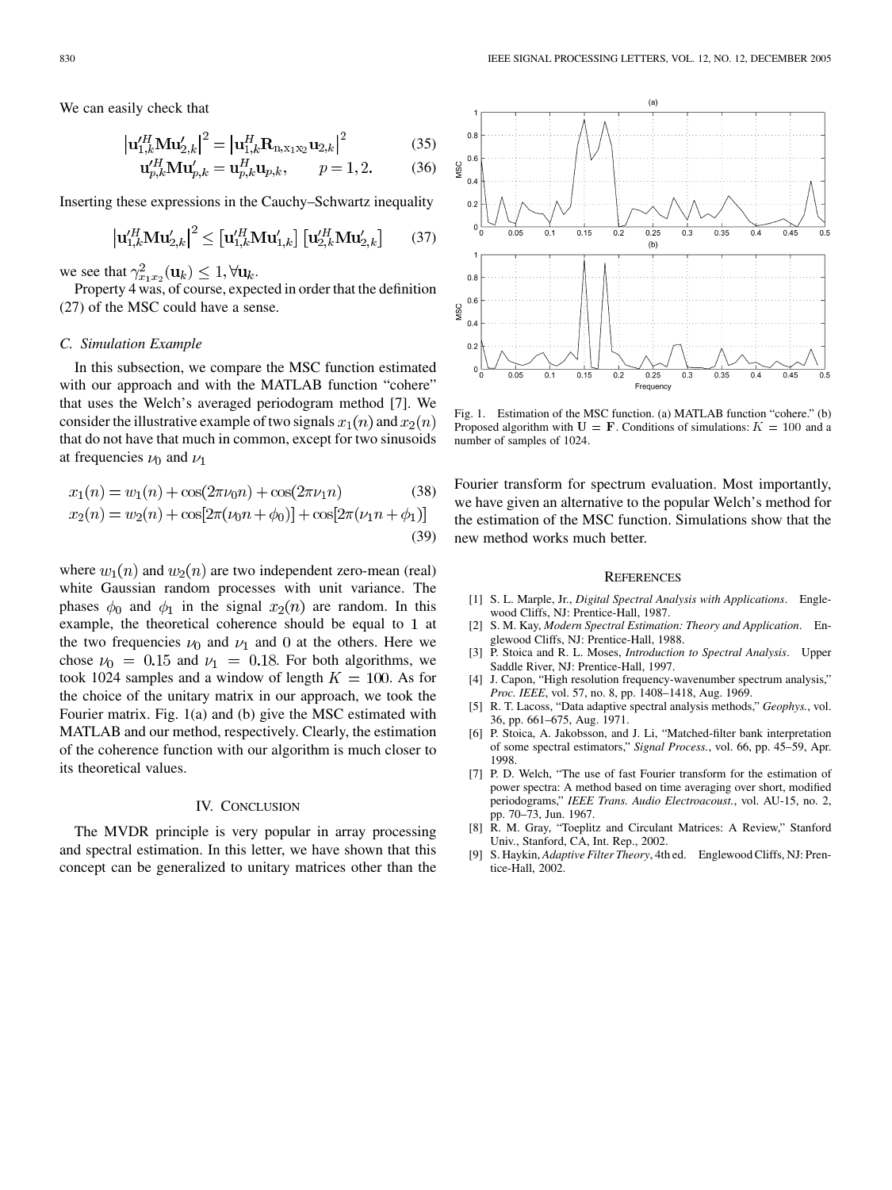We can easily check that

$$\left|\mathbf{u}_{1,k}^{\prime H}\mathbf{M}\mathbf{u}_{2,k}^{\prime}\right|^2 = \left|\mathbf{u}_{1,k}^{H}\mathbf{R}_{\mathrm{n,x_1x_2}}\mathbf{u}_{2,k}\right|^2 \quad (35)$$

$$\mathbf{u}_{p,k}^{\prime H}\mathbf{M}\mathbf{u}_{p,k}^{\prime} = \mathbf{u}_{p,k}^{H}\mathbf{u}_{p,k}, \qquad p=1,2. \quad (36)$$

Inserting these expressions in the Cauchy–Schwartz inequality

$$\left|\mathbf{u}_{1,k}^{\prime H}\mathbf{M}\mathbf{u}_{2,k}^{\prime}\right|^2 \leq \left[\mathbf{u}_{1,k}^{\prime H}\mathbf{M}\mathbf{u}_{1,k}^{\prime}\right]\left[\mathbf{u}_{2,k}^{\prime H}\mathbf{M}\mathbf{u}_{2,k}^{\prime}\right] \quad (37)$$

we see that $\gamma_{x_1x_2}^2(\mathbf{u}_k) \leq 1, \forall \mathbf{u}_k$.

Property 4 was, of course, expected in order that the definition (27) of the MSC could have a sense.

### C. Simulation Example

In this subsection, we compare the MSC function estimated with our approach and with the MATLAB function "cohere" that uses the Welch's averaged periodogram method [7]. We consider the illustrative example of two signals $x_1(n)$ and $x_2(n)$ that do not have that much in common, except for two sinusoids at frequencies $\nu_0$ and $\nu_1$

$$x_1(n) = w_1(n) + \cos(2\pi\nu_0 n) + \cos(2\pi\nu_1 n) \quad (38)$$

$$x_2(n) = w_2(n) + \cos[2\pi(\nu_0 n + \phi_0)] + \cos[2\pi(\nu_1 n + \phi_1)] \quad (39)$$

where $w_1(n)$ and $w_2(n)$ are two independent zero-mean (real) white Gaussian random processes with unit variance. The phases $\phi_0$ and $\phi_1$ in the signal $x_2(n)$ are random. In this example, the theoretical coherence should be equal to 1 at the two frequencies $\nu_0$ and $\nu_1$ and 0 at the others. Here we chose $\nu_0 = 0.15$ and $\nu_1 = 0.18$. For both algorithms, we took 1024 samples and a window of length $K = 100$. As for the choice of the unitary matrix in our approach, we took the Fourier matrix. Fig. 1(a) and (b) give the MSC estimated with MATLAB and our method, respectively. Clearly, the estimation of the coherence function with our algorithm is much closer to its theoretical values.

(a)
MSC
0 0.05 0.1 0.15 0.2 0.25 0.3 0.35 0.4 0.45 0.5
0 0.2 0.4 0.6 0.8 1

(b)
MSC
0 0.05 0.1 0.15 0.2 0.25 0.3 0.35 0.4 0.45 0.5
0 0.2 0.4 0.6 0.8 1
Frequency

Fig. 1. Estimation of the MSC function. (a) MATLAB function "cohere." (b) Proposed algorithm with $\mathbf{U} = \mathbf{F}$. Conditions of simulations: $K = 100$ and a number of samples of 1024.

## IV. Conclusion

The MVDR principle is very popular in array processing and spectral estimation. In this letter, we have shown that this concept can be generalized to unitary matrices other than the Fourier transform for spectrum evaluation. Most importantly, we have given an alternative to the popular Welch's method for the estimation of the MSC function. Simulations show that the new method works much better.

## References

[1] S. L. Marple, Jr., *Digital Spectral Analysis with Applications*. Englewood Cliffs, NJ: Prentice-Hall, 1987.

[2] S. M. Kay, *Modern Spectral Estimation: Theory and Application*. Englewood Cliffs, NJ: Prentice-Hall, 1988.

[3] P. Stoica and R. L. Moses, *Introduction to Spectral Analysis*. Upper Saddle River, NJ: Prentice-Hall, 1997.

[4] J. Capon, "High resolution frequency-wavenumber spectrum analysis," *Proc. IEEE*, vol. 57, no. 8, pp. 1408–1418, Aug. 1969.

[5] R. T. Lacoss, "Data adaptive spectral analysis methods," *Geophys.*, vol. 36, pp. 661–675, Aug. 1971.

[6] P. Stoica, A. Jakobsson, and J. Li, "Matched-filter bank interpretation of some spectral estimators," *Signal Process.*, vol. 66, pp. 45–59, Apr. 1998.

[7] P. D. Welch, "The use of fast Fourier transform for the estimation of power spectra: A method based on time averaging over short, modified periodograms," *IEEE Trans. Audio Electroacoust.*, vol. AU-15, no. 2, pp. 70–73, Jun. 1967.

[8] R. M. Gray, "Toeplitz and Circulant Matrices: A Review," Stanford Univ., Stanford, CA, Int. Rep., 2002.

[9] S. Haykin, *Adaptive Filter Theory*, 4th ed. Englewood Cliffs, NJ: Prentice-Hall, 2002.